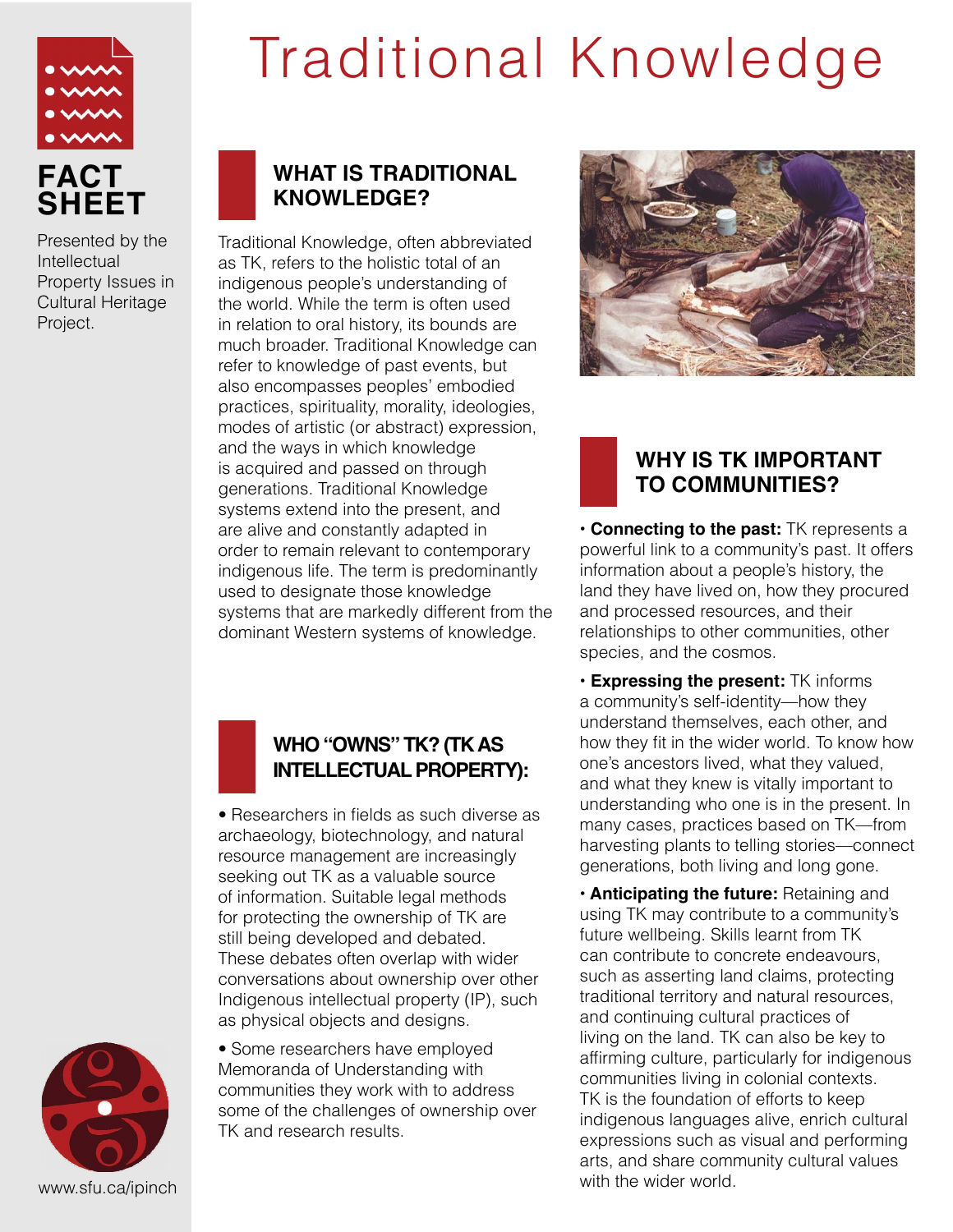# Traditional Knowledge

**FACT SHEET**

Presented by the Intellectual Property Issues in Cultural Heritage Project.

## WHAT IS TRADITIONAL KNOWLEDGE?

Traditional Knowledge, often abbreviated as TK, refers to the holistic total of an indigenous people's understanding of the world. While the term is often used in relation to oral history, its bounds are much broader. Traditional Knowledge can refer to knowledge of past events, but also encompasses peoples' embodied practices, spirituality, morality, ideologies, modes of artistic (or abstract) expression, and the ways in which knowledge is acquired and passed on through generations. Traditional Knowledge systems extend into the present, and are alive and constantly adapted in order to remain relevant to contemporary indigenous life. The term is predominantly used to designate those knowledge systems that are markedly different from the dominant Western systems of knowledge.

## WHO "OWNS" TK? (TK AS INTELLECTUAL PROPERTY):

- Researchers in fields as such diverse as archaeology, biotechnology, and natural resource management are increasingly seeking out TK as a valuable source of information. Suitable legal methods for protecting the ownership of TK are still being developed and debated. These debates often overlap with wider conversations about ownership over other Indigenous intellectual property (IP), such as physical objects and designs.
- Some researchers have employed Memoranda of Understanding with communities they work with to address some of the challenges of ownership over TK and research results.

## WHY IS TK IMPORTANT TO COMMUNITIES?

- **Connecting to the past:** TK represents a powerful link to a community's past. It offers information about a people's history, the land they have lived on, how they procured and processed resources, and their relationships to other communities, other species, and the cosmos.
- **Expressing the present:** TK informs a community's self-identity—how they understand themselves, each other, and how they fit in the wider world. To know how one's ancestors lived, what they valued, and what they knew is vitally important to understanding who one is in the present. In many cases, practices based on TK—from harvesting plants to telling stories—connect generations, both living and long gone.
- **Anticipating the future:** Retaining and using TK may contribute to a community's future wellbeing. Skills learnt from TK can contribute to concrete endeavours, such as asserting land claims, protecting traditional territory and natural resources, and continuing cultural practices of living on the land. TK can also be key to affirming culture, particularly for indigenous communities living in colonial contexts. TK is the foundation of efforts to keep indigenous languages alive, enrich cultural expressions such as visual and performing arts, and share community cultural values with the wider world.

www.sfu.ca/ipinch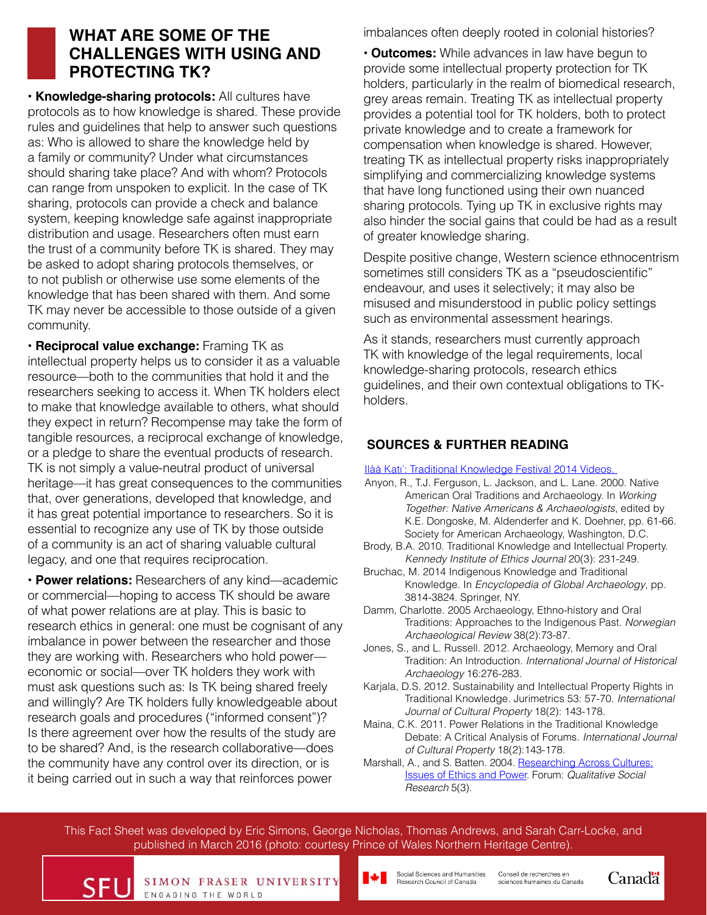## WHAT ARE SOME OF THE CHALLENGES WITH USING AND PROTECTING TK?

• **Knowledge-sharing protocols:** All cultures have protocols as to how knowledge is shared. These provide rules and guidelines that help to answer such questions as: Who is allowed to share the knowledge held by a family or community? Under what circumstances should sharing take place? And with whom? Protocols can range from unspoken to explicit. In the case of TK sharing, protocols can provide a check and balance system, keeping knowledge safe against inappropriate distribution and usage. Researchers often must earn the trust of a community before TK is shared. They may be asked to adopt sharing protocols themselves, or to not publish or otherwise use some elements of the knowledge that has been shared with them. And some TK may never be accessible to those outside of a given community.

• **Reciprocal value exchange:** Framing TK as intellectual property helps us to consider it as a valuable resource—both to the communities that hold it and the researchers seeking to access it. When TK holders elect to make that knowledge available to others, what should they expect in return? Recompense may take the form of tangible resources, a reciprocal exchange of knowledge, or a pledge to share the eventual products of research. TK is not simply a value-neutral product of universal heritage—it has great consequences to the communities that, over generations, developed that knowledge, and it has great potential importance to researchers. So it is essential to recognize any use of TK by those outside of a community is an act of sharing valuable cultural legacy, and one that requires reciprocation.

• **Power relations:** Researchers of any kind—academic or commercial—hoping to access TK should be aware of what power relations are at play. This is basic to research ethics in general: one must be cognisant of any imbalance in power between the researcher and those they are working with. Researchers who hold power—economic or social—over TK holders they work with must ask questions such as: Is TK being shared freely and willingly? Are TK holders fully knowledgeable about research goals and procedures ("informed consent")? Is there agreement over how the results of the study are to be shared? And, is the research collaborative—does the community have any control over its direction, or is it being carried out in such a way that reinforces power imbalances often deeply rooted in colonial histories?

• **Outcomes:** While advances in law have begun to provide some intellectual property protection for TK holders, particularly in the realm of biomedical research, grey areas remain. Treating TK as intellectual property provides a potential tool for TK holders, both to protect private knowledge and to create a framework for compensation when knowledge is shared. However, treating TK as intellectual property risks inappropriately simplifying and commercializing knowledge systems that have long functioned using their own nuanced sharing protocols. Tying up TK in exclusive rights may also hinder the social gains that could be had as a result of greater knowledge sharing.

Despite positive change, Western science ethnocentrism sometimes still considers TK as a "pseudoscientific" endeavour, and uses it selectively; it may also be misused and misunderstood in public policy settings such as environmental assessment hearings.

As it stands, researchers must currently approach TK with knowledge of the legal requirements, local knowledge-sharing protocols, research ethics guidelines, and their own contextual obligations to TK-holders.

## SOURCES & FURTHER READING

Ilàà Katì: Traditional Knowledge Festival 2014 Videos.

Anyon, R., T.J. Ferguson, L. Jackson, and L. Lane. 2000. Native American Oral Traditions and Archaeology. In *Working Together: Native Americans & Archaeologists*, edited by K.E. Dongoske, M. Aldenderfer and K. Doehner, pp. 61-66. Society for American Archaeology, Washington, D.C.

Brody, B.A. 2010. Traditional Knowledge and Intellectual Property. *Kennedy Institute of Ethics Journal* 20(3): 231-249.

Bruchac, M. 2014 Indigenous Knowledge and Traditional Knowledge. In *Encyclopedia of Global Archaeology*, pp. 3814-3824. Springer, NY.

Damm, Charlotte. 2005 Archaeology, Ethno-history and Oral Traditions: Approaches to the Indigenous Past. *Norwegian Archaeological Review* 38(2):73-87.

Jones, S., and L. Russell. 2012. Archaeology, Memory and Oral Tradition: An Introduction. *International Journal of Historical Archaeology* 16:276-283.

Karjala, D.S. 2012. Sustainability and Intellectual Property Rights in Traditional Knowledge. Jurimetrics 53: 57-70. *International Journal of Cultural Property* 18(2): 143-178.

Maina, C.K. 2011. Power Relations in the Traditional Knowledge Debate: A Critical Analysis of Forums. *International Journal of Cultural Property* 18(2):143-178.

Marshall, A., and S. Batten. 2004. Researching Across Cultures: Issues of Ethics and Power. Forum: *Qualitative Social Research* 5(3).

This Fact Sheet was developed by Eric Simons, George Nicholas, Thomas Andrews, and Sarah Carr-Locke, and published in March 2016 (photo: courtesy Prince of Wales Northern Heritage Centre).

SFU SIMON FRASER UNIVERSITY ENGAGING THE WORLD

Social Sciences and Humanities Research Council of Canada | Conseil de recherches en sciences humaines du Canada | Canada